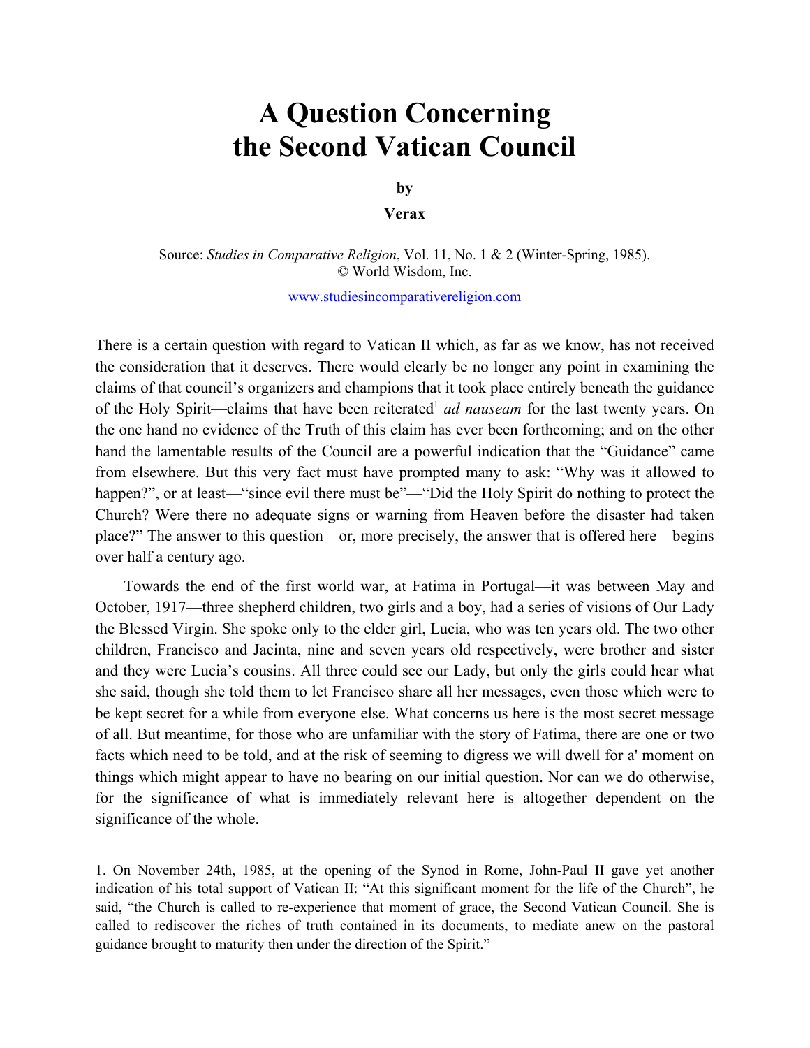# A Question Concerning the Second Vatican Council

**by**

**Verax**

Source: *Studies in Comparative Religion*, Vol. 11, No. 1 & 2 (Winter-Spring, 1985).
© World Wisdom, Inc.

www.studiesincomparativereligion.com

There is a certain question with regard to Vatican II which, as far as we know, has not received the consideration that it deserves. There would clearly be no longer any point in examining the claims of that council's organizers and champions that it took place entirely beneath the guidance of the Holy Spirit—claims that have been reiterated[1] *ad nauseam* for the last twenty years. On the one hand no evidence of the Truth of this claim has ever been forthcoming; and on the other hand the lamentable results of the Council are a powerful indication that the "Guidance" came from elsewhere. But this very fact must have prompted many to ask: "Why was it allowed to happen?", or at least—"since evil there must be"—"Did the Holy Spirit do nothing to protect the Church? Were there no adequate signs or warning from Heaven before the disaster had taken place?" The answer to this question—or, more precisely, the answer that is offered here—begins over half a century ago.

Towards the end of the first world war, at Fatima in Portugal—it was between May and October, 1917—three shepherd children, two girls and a boy, had a series of visions of Our Lady the Blessed Virgin. She spoke only to the elder girl, Lucia, who was ten years old. The two other children, Francisco and Jacinta, nine and seven years old respectively, were brother and sister and they were Lucia's cousins. All three could see our Lady, but only the girls could hear what she said, though she told them to let Francisco share all her messages, even those which were to be kept secret for a while from everyone else. What concerns us here is the most secret message of all. But meantime, for those who are unfamiliar with the story of Fatima, there are one or two facts which need to be told, and at the risk of seeming to digress we will dwell for a' moment on things which might appear to have no bearing on our initial question. Nor can we do otherwise, for the significance of what is immediately relevant here is altogether dependent on the significance of the whole.

---

1. On November 24th, 1985, at the opening of the Synod in Rome, John-Paul II gave yet another indication of his total support of Vatican II: "At this significant moment for the life of the Church", he said, "the Church is called to re-experience that moment of grace, the Second Vatican Council. She is called to rediscover the riches of truth contained in its documents, to mediate anew on the pastoral guidance brought to maturity then under the direction of the Spirit."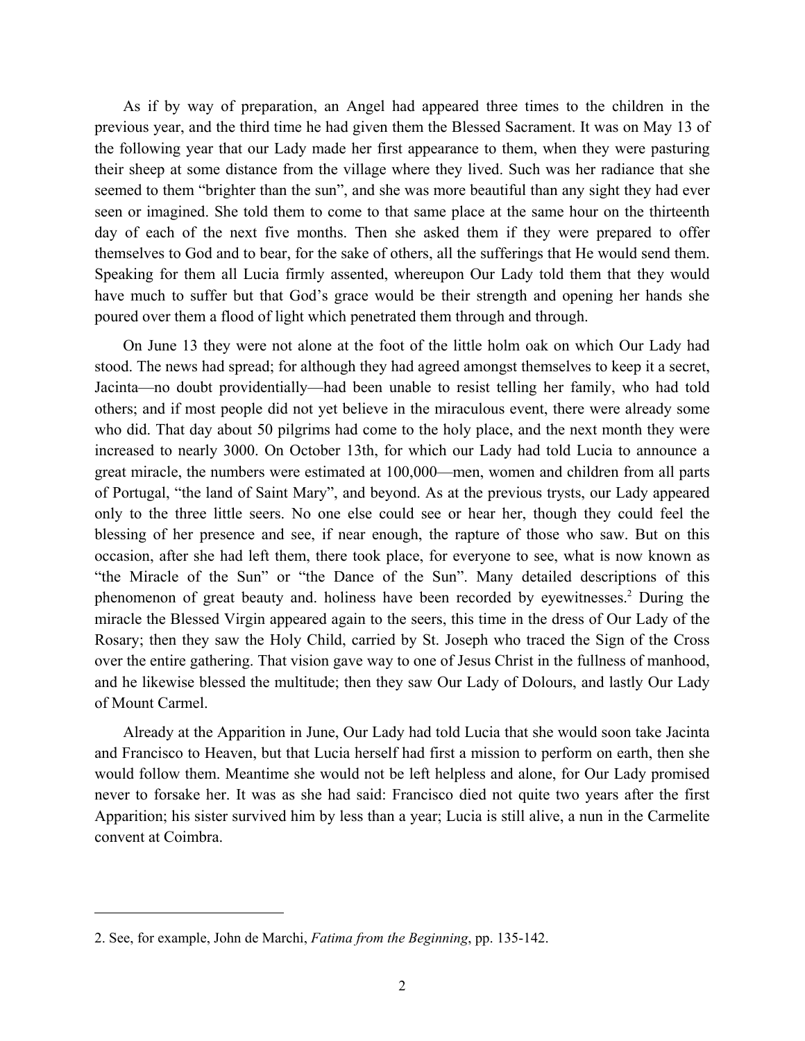As if by way of preparation, an Angel had appeared three times to the children in the previous year, and the third time he had given them the Blessed Sacrament. It was on May 13 of the following year that our Lady made her first appearance to them, when they were pasturing their sheep at some distance from the village where they lived. Such was her radiance that she seemed to them "brighter than the sun", and she was more beautiful than any sight they had ever seen or imagined. She told them to come to that same place at the same hour on the thirteenth day of each of the next five months. Then she asked them if they were prepared to offer themselves to God and to bear, for the sake of others, all the sufferings that He would send them. Speaking for them all Lucia firmly assented, whereupon Our Lady told them that they would have much to suffer but that God's grace would be their strength and opening her hands she poured over them a flood of light which penetrated them through and through.

On June 13 they were not alone at the foot of the little holm oak on which Our Lady had stood. The news had spread; for although they had agreed amongst themselves to keep it a secret, Jacinta—no doubt providentially—had been unable to resist telling her family, who had told others; and if most people did not yet believe in the miraculous event, there were already some who did. That day about 50 pilgrims had come to the holy place, and the next month they were increased to nearly 3000. On October 13th, for which our Lady had told Lucia to announce a great miracle, the numbers were estimated at 100,000—men, women and children from all parts of Portugal, "the land of Saint Mary", and beyond. As at the previous trysts, our Lady appeared only to the three little seers. No one else could see or hear her, though they could feel the blessing of her presence and see, if near enough, the rapture of those who saw. But on this occasion, after she had left them, there took place, for everyone to see, what is now known as "the Miracle of the Sun" or "the Dance of the Sun". Many detailed descriptions of this phenomenon of great beauty and. holiness have been recorded by eyewitnesses.[2] During the miracle the Blessed Virgin appeared again to the seers, this time in the dress of Our Lady of the Rosary; then they saw the Holy Child, carried by St. Joseph who traced the Sign of the Cross over the entire gathering. That vision gave way to one of Jesus Christ in the fullness of manhood, and he likewise blessed the multitude; then they saw Our Lady of Dolours, and lastly Our Lady of Mount Carmel.

Already at the Apparition in June, Our Lady had told Lucia that she would soon take Jacinta and Francisco to Heaven, but that Lucia herself had first a mission to perform on earth, then she would follow them. Meantime she would not be left helpless and alone, for Our Lady promised never to forsake her. It was as she had said: Francisco died not quite two years after the first Apparition; his sister survived him by less than a year; Lucia is still alive, a nun in the Carmelite convent at Coimbra.

---

2. See, for example, John de Marchi, *Fatima from the Beginning*, pp. 135-142.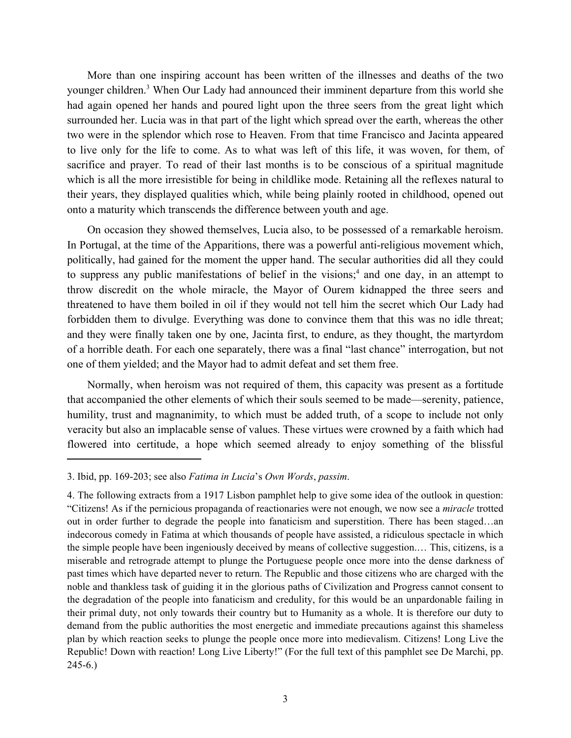More than one inspiring account has been written of the illnesses and deaths of the two younger children.[3] When Our Lady had announced their imminent departure from this world she had again opened her hands and poured light upon the three seers from the great light which surrounded her. Lucia was in that part of the light which spread over the earth, whereas the other two were in the splendor which rose to Heaven. From that time Francisco and Jacinta appeared to live only for the life to come. As to what was left of this life, it was woven, for them, of sacrifice and prayer. To read of their last months is to be conscious of a spiritual magnitude which is all the more irresistible for being in childlike mode. Retaining all the reflexes natural to their years, they displayed qualities which, while being plainly rooted in childhood, opened out onto a maturity which transcends the difference between youth and age.

On occasion they showed themselves, Lucia also, to be possessed of a remarkable heroism. In Portugal, at the time of the Apparitions, there was a powerful anti-religious movement which, politically, had gained for the moment the upper hand. The secular authorities did all they could to suppress any public manifestations of belief in the visions;[4] and one day, in an attempt to throw discredit on the whole miracle, the Mayor of Ourem kidnapped the three seers and threatened to have them boiled in oil if they would not tell him the secret which Our Lady had forbidden them to divulge. Everything was done to convince them that this was no idle threat; and they were finally taken one by one, Jacinta first, to endure, as they thought, the martyrdom of a horrible death. For each one separately, there was a final "last chance" interrogation, but not one of them yielded; and the Mayor had to admit defeat and set them free.

Normally, when heroism was not required of them, this capacity was present as a fortitude that accompanied the other elements of which their souls seemed to be made—serenity, patience, humility, trust and magnanimity, to which must be added truth, of a scope to include not only veracity but also an implacable sense of values. These virtues were crowned by a faith which had flowered into certitude, a hope which seemed already to enjoy something of the blissful

---

3. Ibid, pp. 169-203; see also *Fatima in Lucia*'s *Own Words*, *passim*.

4. The following extracts from a 1917 Lisbon pamphlet help to give some idea of the outlook in question: "Citizens! As if the pernicious propaganda of reactionaries were not enough, we now see a *miracle* trotted out in order further to degrade the people into fanaticism and superstition. There has been staged…an indecorous comedy in Fatima at which thousands of people have assisted, a ridiculous spectacle in which the simple people have been ingeniously deceived by means of collective suggestion.… This, citizens, is a miserable and retrograde attempt to plunge the Portuguese people once more into the dense darkness of past times which have departed never to return. The Republic and those citizens who are charged with the noble and thankless task of guiding it in the glorious paths of Civilization and Progress cannot consent to the degradation of the people into fanaticism and credulity, for this would be an unpardonable failing in their primal duty, not only towards their country but to Humanity as a whole. It is therefore our duty to demand from the public authorities the most energetic and immediate precautions against this shameless plan by which reaction seeks to plunge the people once more into medievalism. Citizens! Long Live the Republic! Down with reaction! Long Live Liberty!" (For the full text of this pamphlet see De Marchi, pp. 245-6.)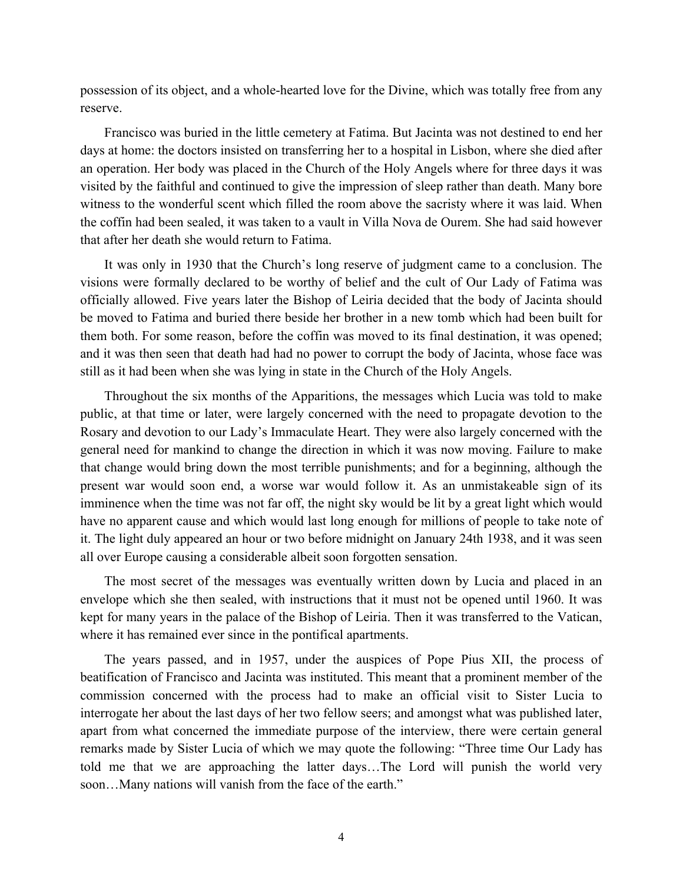possession of its object, and a whole-hearted love for the Divine, which was totally free from any reserve.

Francisco was buried in the little cemetery at Fatima. But Jacinta was not destined to end her days at home: the doctors insisted on transferring her to a hospital in Lisbon, where she died after an operation. Her body was placed in the Church of the Holy Angels where for three days it was visited by the faithful and continued to give the impression of sleep rather than death. Many bore witness to the wonderful scent which filled the room above the sacristy where it was laid. When the coffin had been sealed, it was taken to a vault in Villa Nova de Ourem. She had said however that after her death she would return to Fatima.

It was only in 1930 that the Church's long reserve of judgment came to a conclusion. The visions were formally declared to be worthy of belief and the cult of Our Lady of Fatima was officially allowed. Five years later the Bishop of Leiria decided that the body of Jacinta should be moved to Fatima and buried there beside her brother in a new tomb which had been built for them both. For some reason, before the coffin was moved to its final destination, it was opened; and it was then seen that death had had no power to corrupt the body of Jacinta, whose face was still as it had been when she was lying in state in the Church of the Holy Angels.

Throughout the six months of the Apparitions, the messages which Lucia was told to make public, at that time or later, were largely concerned with the need to propagate devotion to the Rosary and devotion to our Lady's Immaculate Heart. They were also largely concerned with the general need for mankind to change the direction in which it was now moving. Failure to make that change would bring down the most terrible punishments; and for a beginning, although the present war would soon end, a worse war would follow it. As an unmistakeable sign of its imminence when the time was not far off, the night sky would be lit by a great light which would have no apparent cause and which would last long enough for millions of people to take note of it. The light duly appeared an hour or two before midnight on January 24th 1938, and it was seen all over Europe causing a considerable albeit soon forgotten sensation.

The most secret of the messages was eventually written down by Lucia and placed in an envelope which she then sealed, with instructions that it must not be opened until 1960. It was kept for many years in the palace of the Bishop of Leiria. Then it was transferred to the Vatican, where it has remained ever since in the pontifical apartments.

The years passed, and in 1957, under the auspices of Pope Pius XII, the process of beatification of Francisco and Jacinta was instituted. This meant that a prominent member of the commission concerned with the process had to make an official visit to Sister Lucia to interrogate her about the last days of her two fellow seers; and amongst what was published later, apart from what concerned the immediate purpose of the interview, there were certain general remarks made by Sister Lucia of which we may quote the following: "Three time Our Lady has told me that we are approaching the latter days…The Lord will punish the world very soon…Many nations will vanish from the face of the earth."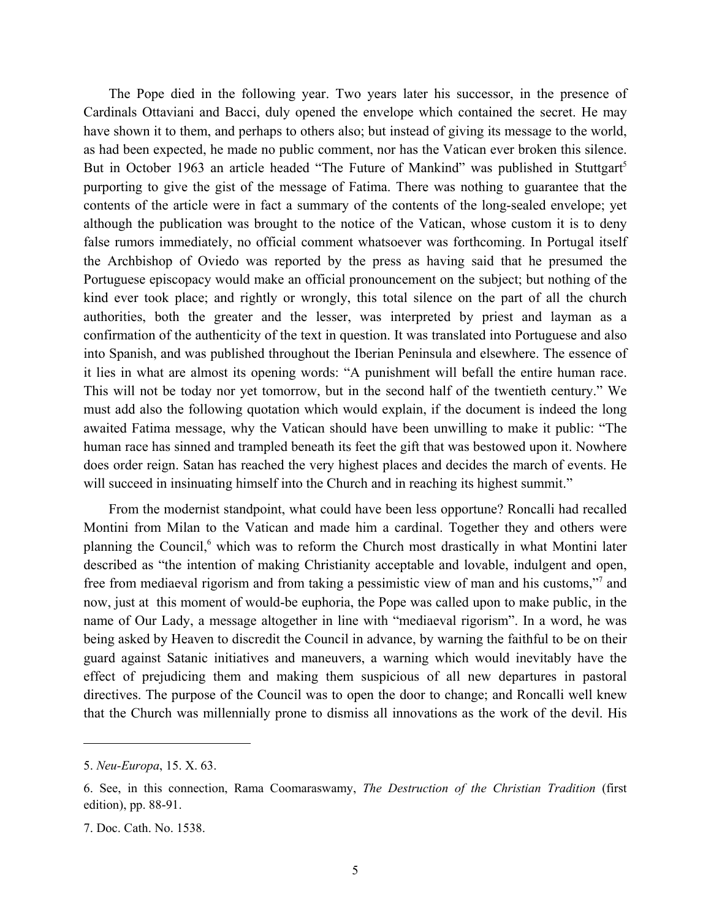The Pope died in the following year. Two years later his successor, in the presence of Cardinals Ottaviani and Bacci, duly opened the envelope which contained the secret. He may have shown it to them, and perhaps to others also; but instead of giving its message to the world, as had been expected, he made no public comment, nor has the Vatican ever broken this silence. But in October 1963 an article headed "The Future of Mankind" was published in Stuttgart[5] purporting to give the gist of the message of Fatima. There was nothing to guarantee that the contents of the article were in fact a summary of the contents of the long-sealed envelope; yet although the publication was brought to the notice of the Vatican, whose custom it is to deny false rumors immediately, no official comment whatsoever was forthcoming. In Portugal itself the Archbishop of Oviedo was reported by the press as having said that he presumed the Portuguese episcopacy would make an official pronouncement on the subject; but nothing of the kind ever took place; and rightly or wrongly, this total silence on the part of all the church authorities, both the greater and the lesser, was interpreted by priest and layman as a confirmation of the authenticity of the text in question. It was translated into Portuguese and also into Spanish, and was published throughout the Iberian Peninsula and elsewhere. The essence of it lies in what are almost its opening words: "A punishment will befall the entire human race. This will not be today nor yet tomorrow, but in the second half of the twentieth century." We must add also the following quotation which would explain, if the document is indeed the long awaited Fatima message, why the Vatican should have been unwilling to make it public: "The human race has sinned and trampled beneath its feet the gift that was bestowed upon it. Nowhere does order reign. Satan has reached the very highest places and decides the march of events. He will succeed in insinuating himself into the Church and in reaching its highest summit."

From the modernist standpoint, what could have been less opportune? Roncalli had recalled Montini from Milan to the Vatican and made him a cardinal. Together they and others were planning the Council,[6] which was to reform the Church most drastically in what Montini later described as "the intention of making Christianity acceptable and lovable, indulgent and open, free from mediaeval rigorism and from taking a pessimistic view of man and his customs,"[7] and now, just at this moment of would-be euphoria, the Pope was called upon to make public, in the name of Our Lady, a message altogether in line with "mediaeval rigorism". In a word, he was being asked by Heaven to discredit the Council in advance, by warning the faithful to be on their guard against Satanic initiatives and maneuvers, a warning which would inevitably have the effect of prejudicing them and making them suspicious of all new departures in pastoral directives. The purpose of the Council was to open the door to change; and Roncalli well knew that the Church was millennially prone to dismiss all innovations as the work of the devil. His

---

5. *Neu-Europa*, 15. X. 63.

6. See, in this connection, Rama Coomaraswamy, *The Destruction of the Christian Tradition* (first edition), pp. 88-91.

7. Doc. Cath. No. 1538.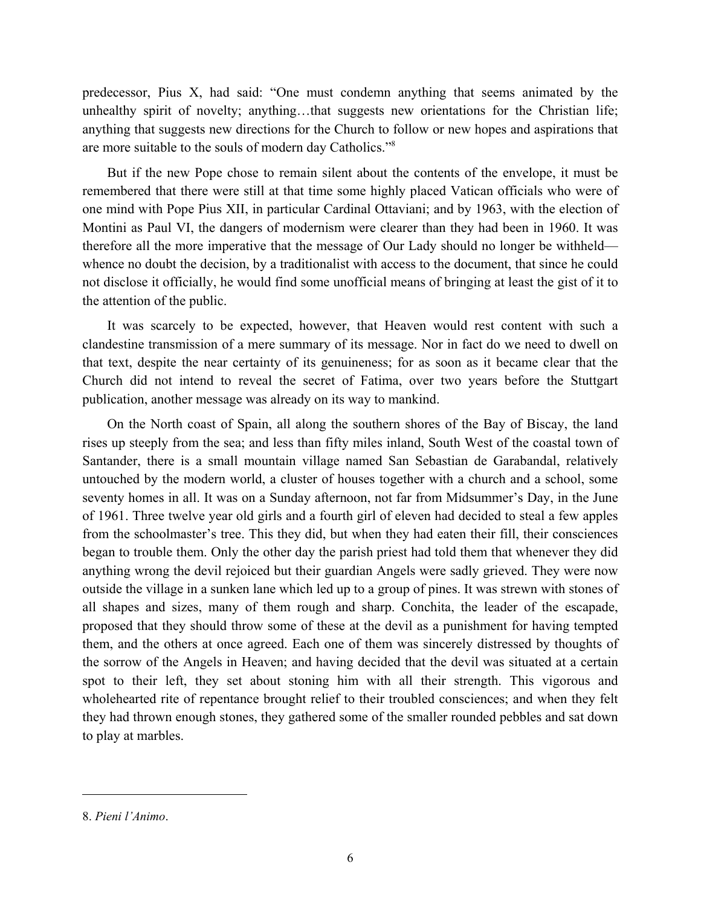predecessor, Pius X, had said: "One must condemn anything that seems animated by the unhealthy spirit of novelty; anything…that suggests new orientations for the Christian life; anything that suggests new directions for the Church to follow or new hopes and aspirations that are more suitable to the souls of modern day Catholics."[8]

But if the new Pope chose to remain silent about the contents of the envelope, it must be remembered that there were still at that time some highly placed Vatican officials who were of one mind with Pope Pius XII, in particular Cardinal Ottaviani; and by 1963, with the election of Montini as Paul VI, the dangers of modernism were clearer than they had been in 1960. It was therefore all the more imperative that the message of Our Lady should no longer be withheld—whence no doubt the decision, by a traditionalist with access to the document, that since he could not disclose it officially, he would find some unofficial means of bringing at least the gist of it to the attention of the public.

It was scarcely to be expected, however, that Heaven would rest content with such a clandestine transmission of a mere summary of its message. Nor in fact do we need to dwell on that text, despite the near certainty of its genuineness; for as soon as it became clear that the Church did not intend to reveal the secret of Fatima, over two years before the Stuttgart publication, another message was already on its way to mankind.

On the North coast of Spain, all along the southern shores of the Bay of Biscay, the land rises up steeply from the sea; and less than fifty miles inland, South West of the coastal town of Santander, there is a small mountain village named San Sebastian de Garabandal, relatively untouched by the modern world, a cluster of houses together with a church and a school, some seventy homes in all. It was on a Sunday afternoon, not far from Midsummer's Day, in the June of 1961. Three twelve year old girls and a fourth girl of eleven had decided to steal a few apples from the schoolmaster's tree. This they did, but when they had eaten their fill, their consciences began to trouble them. Only the other day the parish priest had told them that whenever they did anything wrong the devil rejoiced but their guardian Angels were sadly grieved. They were now outside the village in a sunken lane which led up to a group of pines. It was strewn with stones of all shapes and sizes, many of them rough and sharp. Conchita, the leader of the escapade, proposed that they should throw some of these at the devil as a punishment for having tempted them, and the others at once agreed. Each one of them was sincerely distressed by thoughts of the sorrow of the Angels in Heaven; and having decided that the devil was situated at a certain spot to their left, they set about stoning him with all their strength. This vigorous and wholehearted rite of repentance brought relief to their troubled consciences; and when they felt they had thrown enough stones, they gathered some of the smaller rounded pebbles and sat down to play at marbles.

---

8. *Pieni l'Animo*.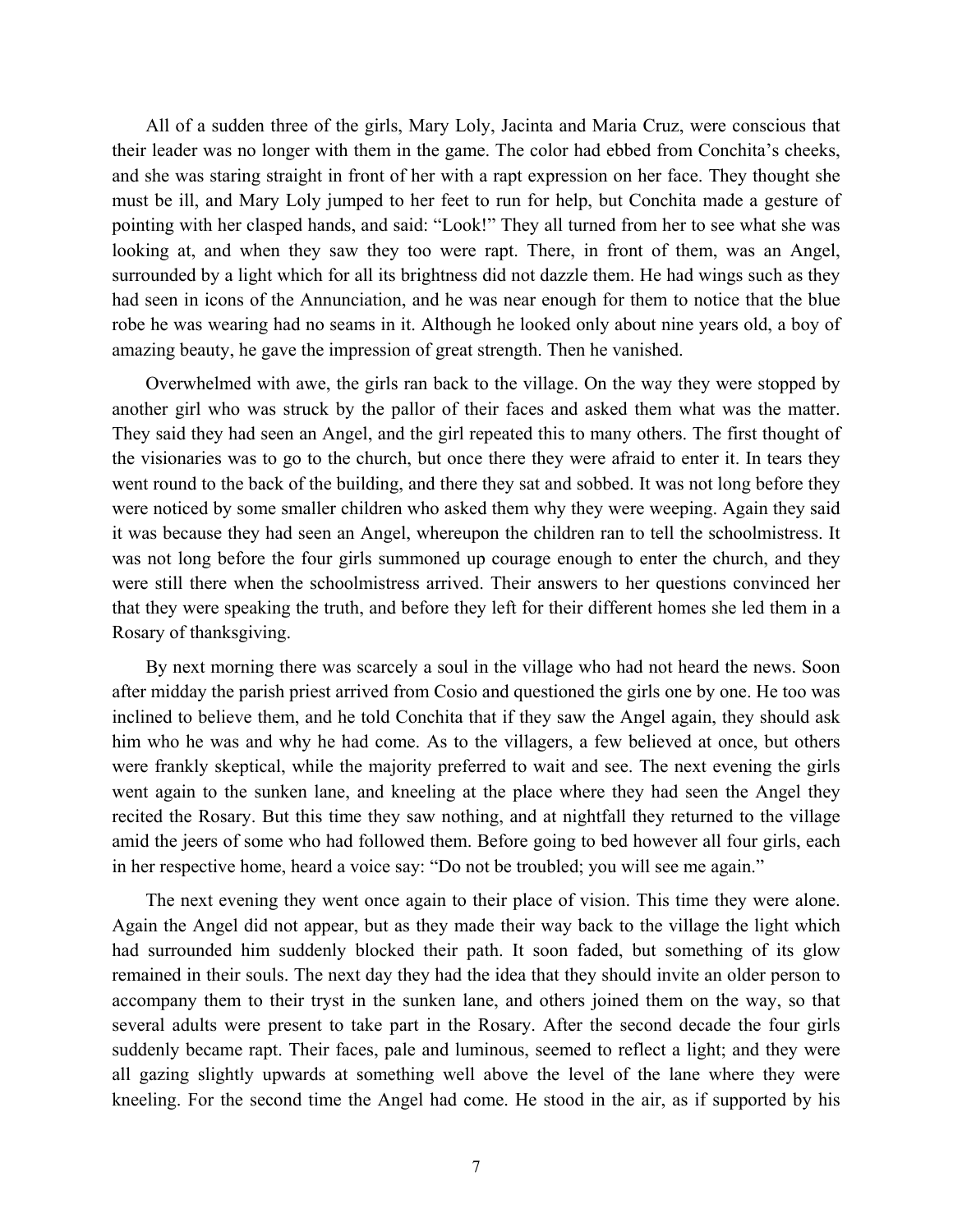All of a sudden three of the girls, Mary Loly, Jacinta and Maria Cruz, were conscious that their leader was no longer with them in the game. The color had ebbed from Conchita's cheeks, and she was staring straight in front of her with a rapt expression on her face. They thought she must be ill, and Mary Loly jumped to her feet to run for help, but Conchita made a gesture of pointing with her clasped hands, and said: "Look!" They all turned from her to see what she was looking at, and when they saw they too were rapt. There, in front of them, was an Angel, surrounded by a light which for all its brightness did not dazzle them. He had wings such as they had seen in icons of the Annunciation, and he was near enough for them to notice that the blue robe he was wearing had no seams in it. Although he looked only about nine years old, a boy of amazing beauty, he gave the impression of great strength. Then he vanished.

Overwhelmed with awe, the girls ran back to the village. On the way they were stopped by another girl who was struck by the pallor of their faces and asked them what was the matter. They said they had seen an Angel, and the girl repeated this to many others. The first thought of the visionaries was to go to the church, but once there they were afraid to enter it. In tears they went round to the back of the building, and there they sat and sobbed. It was not long before they were noticed by some smaller children who asked them why they were weeping. Again they said it was because they had seen an Angel, whereupon the children ran to tell the schoolmistress. It was not long before the four girls summoned up courage enough to enter the church, and they were still there when the schoolmistress arrived. Their answers to her questions convinced her that they were speaking the truth, and before they left for their different homes she led them in a Rosary of thanksgiving.

By next morning there was scarcely a soul in the village who had not heard the news. Soon after midday the parish priest arrived from Cosio and questioned the girls one by one. He too was inclined to believe them, and he told Conchita that if they saw the Angel again, they should ask him who he was and why he had come. As to the villagers, a few believed at once, but others were frankly skeptical, while the majority preferred to wait and see. The next evening the girls went again to the sunken lane, and kneeling at the place where they had seen the Angel they recited the Rosary. But this time they saw nothing, and at nightfall they returned to the village amid the jeers of some who had followed them. Before going to bed however all four girls, each in her respective home, heard a voice say: "Do not be troubled; you will see me again."

The next evening they went once again to their place of vision. This time they were alone. Again the Angel did not appear, but as they made their way back to the village the light which had surrounded him suddenly blocked their path. It soon faded, but something of its glow remained in their souls. The next day they had the idea that they should invite an older person to accompany them to their tryst in the sunken lane, and others joined them on the way, so that several adults were present to take part in the Rosary. After the second decade the four girls suddenly became rapt. Their faces, pale and luminous, seemed to reflect a light; and they were all gazing slightly upwards at something well above the level of the lane where they were kneeling. For the second time the Angel had come. He stood in the air, as if supported by his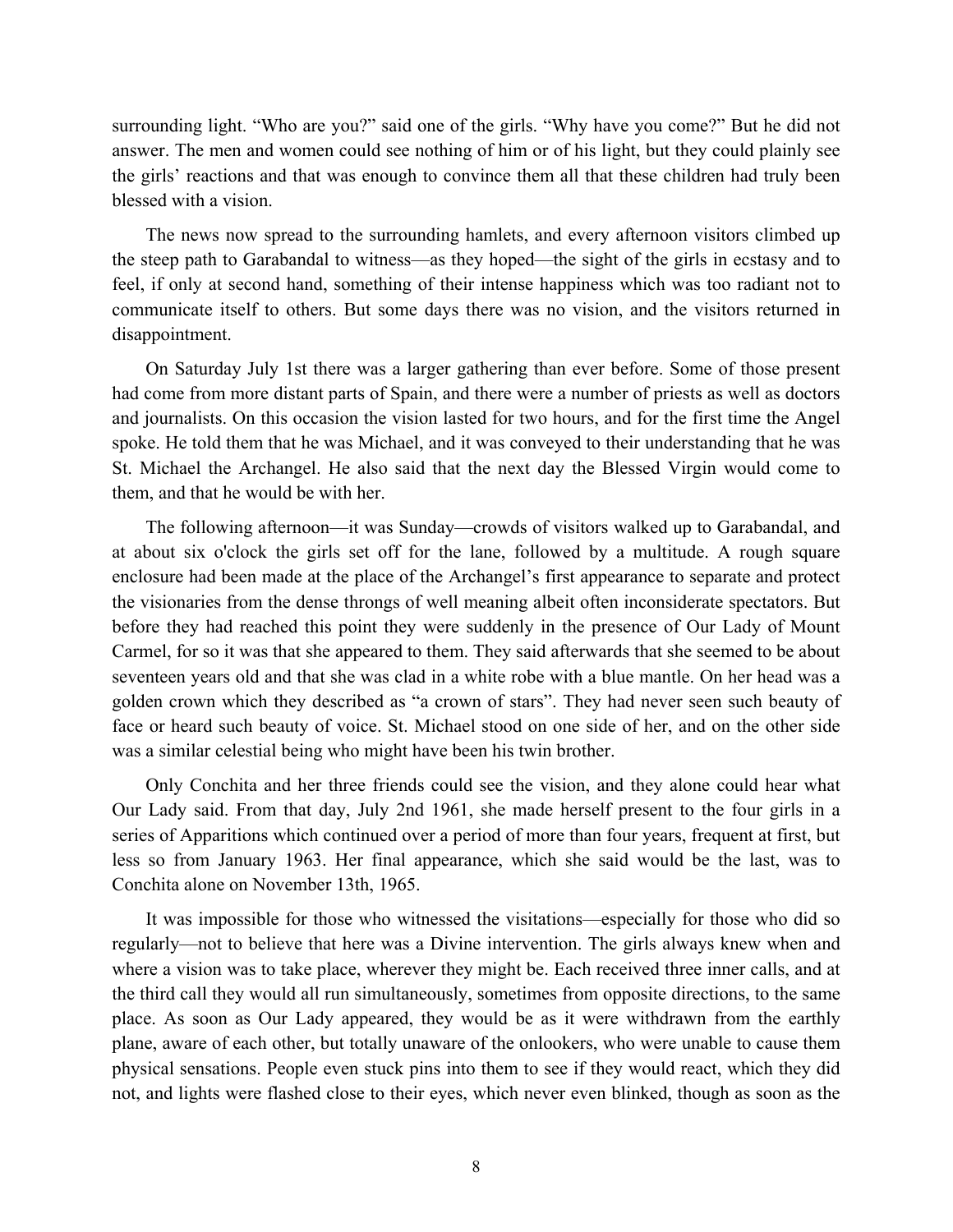surrounding light. “Who are you?” said one of the girls. “Why have you come?” But he did not answer. The men and women could see nothing of him or of his light, but they could plainly see the girls’ reactions and that was enough to convince them all that these children had truly been blessed with a vision.

The news now spread to the surrounding hamlets, and every afternoon visitors climbed up the steep path to Garabandal to witness—as they hoped—the sight of the girls in ecstasy and to feel, if only at second hand, something of their intense happiness which was too radiant not to communicate itself to others. But some days there was no vision, and the visitors returned in disappointment.

On Saturday July 1st there was a larger gathering than ever before. Some of those present had come from more distant parts of Spain, and there were a number of priests as well as doctors and journalists. On this occasion the vision lasted for two hours, and for the first time the Angel spoke. He told them that he was Michael, and it was conveyed to their understanding that he was St. Michael the Archangel. He also said that the next day the Blessed Virgin would come to them, and that he would be with her.

The following afternoon—it was Sunday—crowds of visitors walked up to Garabandal, and at about six o'clock the girls set off for the lane, followed by a multitude. A rough square enclosure had been made at the place of the Archangel’s first appearance to separate and protect the visionaries from the dense throngs of well meaning albeit often inconsiderate spectators. But before they had reached this point they were suddenly in the presence of Our Lady of Mount Carmel, for so it was that she appeared to them. They said afterwards that she seemed to be about seventeen years old and that she was clad in a white robe with a blue mantle. On her head was a golden crown which they described as “a crown of stars”. They had never seen such beauty of face or heard such beauty of voice. St. Michael stood on one side of her, and on the other side was a similar celestial being who might have been his twin brother.

Only Conchita and her three friends could see the vision, and they alone could hear what Our Lady said. From that day, July 2nd 1961, she made herself present to the four girls in a series of Apparitions which continued over a period of more than four years, frequent at first, but less so from January 1963. Her final appearance, which she said would be the last, was to Conchita alone on November 13th, 1965.

It was impossible for those who witnessed the visitations—especially for those who did so regularly—not to believe that here was a Divine intervention. The girls always knew when and where a vision was to take place, wherever they might be. Each received three inner calls, and at the third call they would all run simultaneously, sometimes from opposite directions, to the same place. As soon as Our Lady appeared, they would be as it were withdrawn from the earthly plane, aware of each other, but totally unaware of the onlookers, who were unable to cause them physical sensations. People even stuck pins into them to see if they would react, which they did not, and lights were flashed close to their eyes, which never even blinked, though as soon as the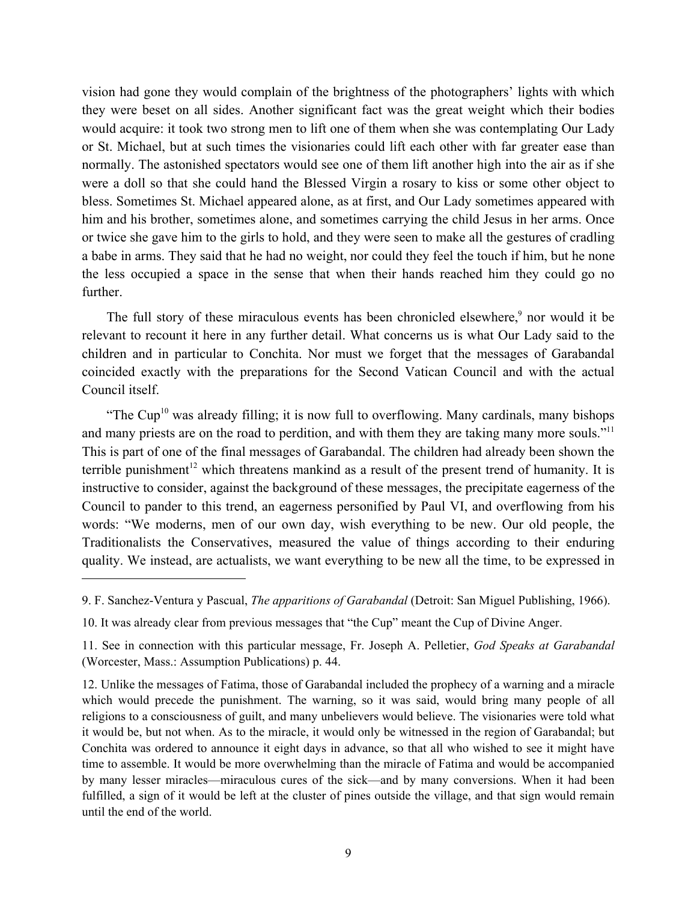vision had gone they would complain of the brightness of the photographers' lights with which they were beset on all sides. Another significant fact was the great weight which their bodies would acquire: it took two strong men to lift one of them when she was contemplating Our Lady or St. Michael, but at such times the visionaries could lift each other with far greater ease than normally. The astonished spectators would see one of them lift another high into the air as if she were a doll so that she could hand the Blessed Virgin a rosary to kiss or some other object to bless. Sometimes St. Michael appeared alone, as at first, and Our Lady sometimes appeared with him and his brother, sometimes alone, and sometimes carrying the child Jesus in her arms. Once or twice she gave him to the girls to hold, and they were seen to make all the gestures of cradling a babe in arms. They said that he had no weight, nor could they feel the touch if him, but he none the less occupied a space in the sense that when their hands reached him they could go no further.

The full story of these miraculous events has been chronicled elsewhere,[9] nor would it be relevant to recount it here in any further detail. What concerns us is what Our Lady said to the children and in particular to Conchita. Nor must we forget that the messages of Garabandal coincided exactly with the preparations for the Second Vatican Council and with the actual Council itself.

"The Cup[10] was already filling; it is now full to overflowing. Many cardinals, many bishops and many priests are on the road to perdition, and with them they are taking many more souls."[11] This is part of one of the final messages of Garabandal. The children had already been shown the terrible punishment[12] which threatens mankind as a result of the present trend of humanity. It is instructive to consider, against the background of these messages, the precipitate eagerness of the Council to pander to this trend, an eagerness personified by Paul VI, and overflowing from his words: "We moderns, men of our own day, wish everything to be new. Our old people, the Traditionalists the Conservatives, measured the value of things according to their enduring quality. We instead, are actualists, we want everything to be new all the time, to be expressed in

---

9. F. Sanchez-Ventura y Pascual, *The apparitions of Garabandal* (Detroit: San Miguel Publishing, 1966).

10. It was already clear from previous messages that "the Cup" meant the Cup of Divine Anger.

11. See in connection with this particular message, Fr. Joseph A. Pelletier, *God Speaks at Garabandal* (Worcester, Mass.: Assumption Publications) p. 44.

12. Unlike the messages of Fatima, those of Garabandal included the prophecy of a warning and a miracle which would precede the punishment. The warning, so it was said, would bring many people of all religions to a consciousness of guilt, and many unbelievers would believe. The visionaries were told what it would be, but not when. As to the miracle, it would only be witnessed in the region of Garabandal; but Conchita was ordered to announce it eight days in advance, so that all who wished to see it might have time to assemble. It would be more overwhelming than the miracle of Fatima and would be accompanied by many lesser miracles—miraculous cures of the sick—and by many conversions. When it had been fulfilled, a sign of it would be left at the cluster of pines outside the village, and that sign would remain until the end of the world.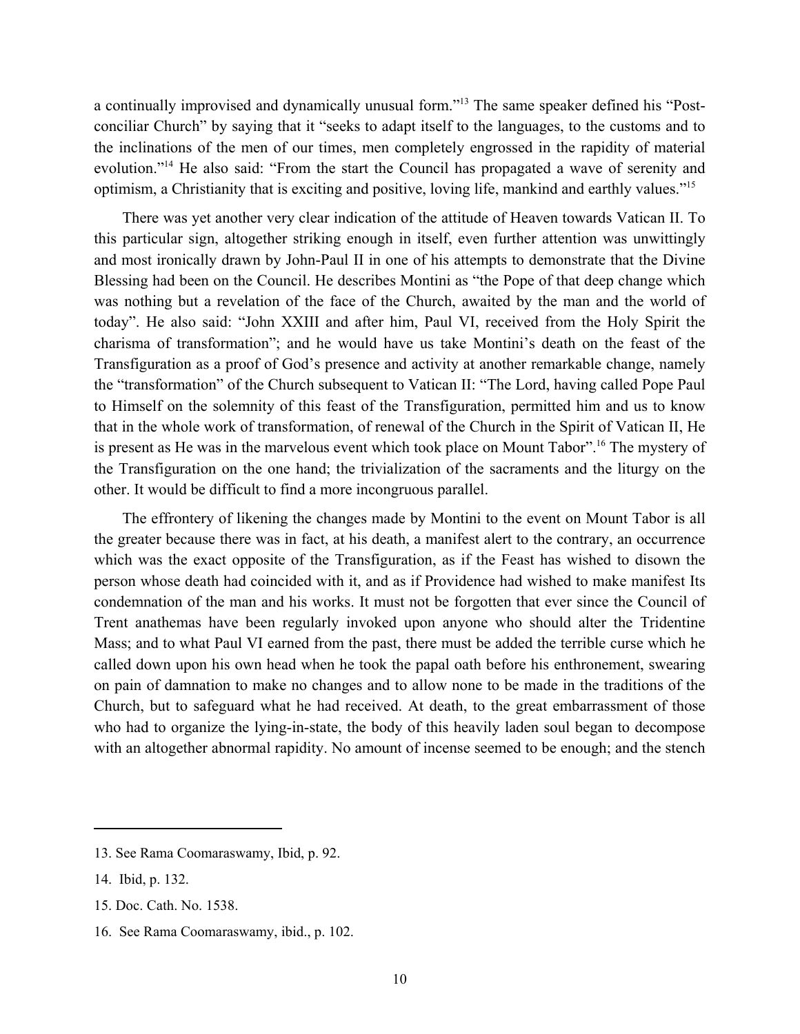a continually improvised and dynamically unusual form."[13] The same speaker defined his "Post-conciliar Church" by saying that it "seeks to adapt itself to the languages, to the customs and to the inclinations of the men of our times, men completely engrossed in the rapidity of material evolution."[14] He also said: "From the start the Council has propagated a wave of serenity and optimism, a Christianity that is exciting and positive, loving life, mankind and earthly values."[15]

There was yet another very clear indication of the attitude of Heaven towards Vatican II. To this particular sign, altogether striking enough in itself, even further attention was unwittingly and most ironically drawn by John-Paul II in one of his attempts to demonstrate that the Divine Blessing had been on the Council. He describes Montini as "the Pope of that deep change which was nothing but a revelation of the face of the Church, awaited by the man and the world of today". He also said: "John XXIII and after him, Paul VI, received from the Holy Spirit the charisma of transformation"; and he would have us take Montini's death on the feast of the Transfiguration as a proof of God's presence and activity at another remarkable change, namely the "transformation" of the Church subsequent to Vatican II: "The Lord, having called Pope Paul to Himself on the solemnity of this feast of the Transfiguration, permitted him and us to know that in the whole work of transformation, of renewal of the Church in the Spirit of Vatican II, He is present as He was in the marvelous event which took place on Mount Tabor".[16] The mystery of the Transfiguration on the one hand; the trivialization of the sacraments and the liturgy on the other. It would be difficult to find a more incongruous parallel.

The effrontery of likening the changes made by Montini to the event on Mount Tabor is all the greater because there was in fact, at his death, a manifest alert to the contrary, an occurrence which was the exact opposite of the Transfiguration, as if the Feast has wished to disown the person whose death had coincided with it, and as if Providence had wished to make manifest Its condemnation of the man and his works. It must not be forgotten that ever since the Council of Trent anathemas have been regularly invoked upon anyone who should alter the Tridentine Mass; and to what Paul VI earned from the past, there must be added the terrible curse which he called down upon his own head when he took the papal oath before his enthronement, swearing on pain of damnation to make no changes and to allow none to be made in the traditions of the Church, but to safeguard what he had received. At death, to the great embarrassment of those who had to organize the lying-in-state, the body of this heavily laden soul began to decompose with an altogether abnormal rapidity. No amount of incense seemed to be enough; and the stench

---

13. See Rama Coomaraswamy, Ibid, p. 92.

14. Ibid, p. 132.

15. Doc. Cath. No. 1538.

16. See Rama Coomaraswamy, ibid., p. 102.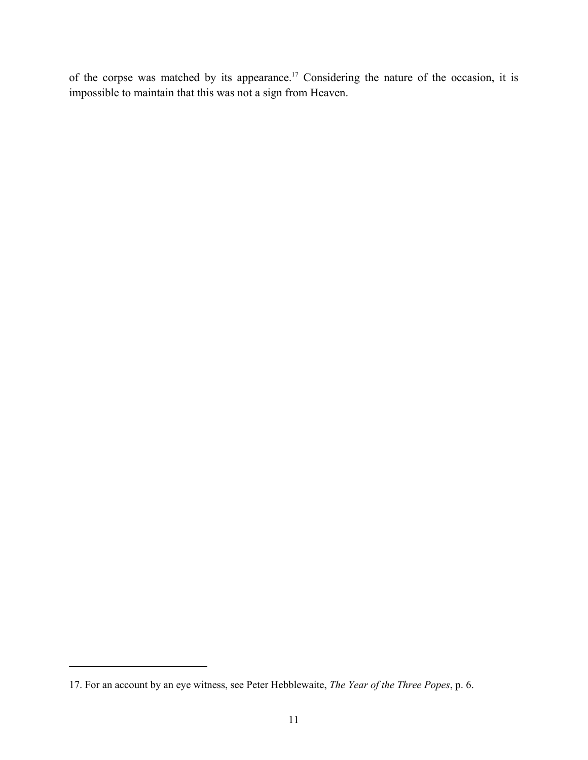of the corpse was matched by its appearance.[17] Considering the nature of the occasion, it is impossible to maintain that this was not a sign from Heaven.

---

17. For an account by an eye witness, see Peter Hebblewaite, *The Year of the Three Popes*, p. 6.